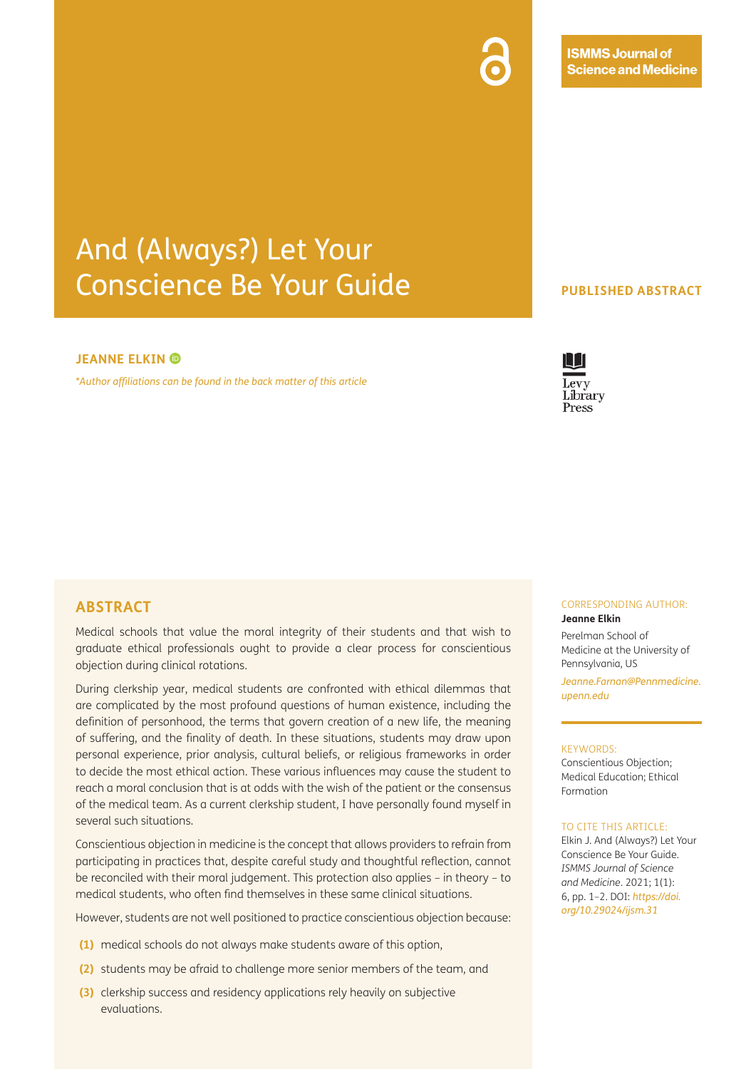ISMMS Journal of Science and Medicine

# And (Always?) Let Your Conscience Be Your Guide

PUBLISHED ABSTRACT

**JEANNE ELKIN**

*\*Author affiliations can be found in the back matter of this article*

Levy Library Press

## ABSTRACT

Medical schools that value the moral integrity of their students and that wish to graduate ethical professionals ought to provide a clear process for conscientious objection during clinical rotations.

During clerkship year, medical students are confronted with ethical dilemmas that are complicated by the most profound questions of human existence, including the definition of personhood, the terms that govern creation of a new life, the meaning of suffering, and the finality of death. In these situations, students may draw upon personal experience, prior analysis, cultural beliefs, or religious frameworks in order to decide the most ethical action. These various influences may cause the student to reach a moral conclusion that is at odds with the wish of the patient or the consensus of the medical team. As a current clerkship student, I have personally found myself in several such situations.

Conscientious objection in medicine is the concept that allows providers to refrain from participating in practices that, despite careful study and thoughtful reflection, cannot be reconciled with their moral judgement. This protection also applies – in theory – to medical students, who often find themselves in these same clinical situations.

However, students are not well positioned to practice conscientious objection because:

**(1)** medical schools do not always make students aware of this option,

**(2)** students may be afraid to challenge more senior members of the team, and

**(3)** clerkship success and residency applications rely heavily on subjective evaluations.

CORRESPONDING AUTHOR:

**Jeanne Elkin**

Perelman School of Medicine at the University of Pennsylvania, US

*Jeanne.Farnan@Pennmedicine.upenn.edu*

KEYWORDS:

Conscientious Objection; Medical Education; Ethical Formation

TO CITE THIS ARTICLE:

Elkin J. And (Always?) Let Your Conscience Be Your Guide. *ISMMS Journal of Science and Medicine*. 2021; 1(1): 6, pp. 1–2. DOI: *https://doi.org/10.29024/ijsm.31*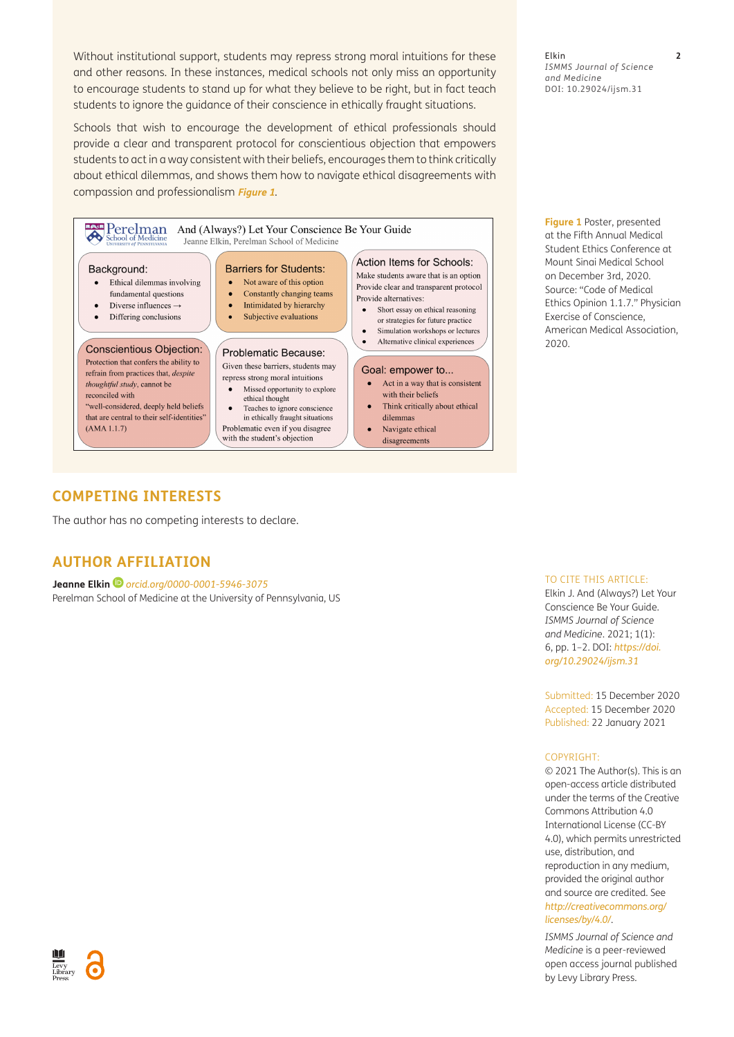Without institutional support, students may repress strong moral intuitions for these and other reasons. In these instances, medical schools not only miss an opportunity to encourage students to stand up for what they believe to be right, but in fact teach students to ignore the guidance of their conscience in ethically fraught situations.

Schools that wish to encourage the development of ethical professionals should provide a clear and transparent protocol for conscientious objection that empowers students to act in a way consistent with their beliefs, encourages them to think critically about ethical dilemmas, and shows them how to navigate ethical disagreements with compassion and professionalism **Figure 1**.

Perelman School of Medicine, University of Pennsylvania

And (Always?) Let Your Conscience Be Your Guide

Jeanne Elkin, Perelman School of Medicine

Background:
- Ethical dilemmas involving fundamental questions
- Diverse influences →
- Differing conclusions

Barriers for Students:
- Not aware of this option
- Constantly changing teams
- Intimidated by hierarchy
- Subjective evaluations

Action Items for Schools:
Make students aware that is an option
Provide clear and transparent protocol
Provide alternatives:
- Short essay on ethical reasoning or strategies for future practice
- Simulation workshops or lectures
- Alternative clinical experiences

Conscientious Objection:
Protection that confers the ability to refrain from practices that, *despite thoughtful study*, cannot be reconciled with "well-considered, deeply held beliefs that are central to their self-identities" (AMA 1.1.7)

Problematic Because:
Given these barriers, students may repress strong moral intuitions
- Missed opportunity to explore ethical thought
- Teaches to ignore conscience in ethically fraught situations

Problematic even if you disagree with the student's objection

Goal: empower to...
- Act in a way that is consistent with their beliefs
- Think critically about ethical dilemmas
- Navigate ethical disagreements

**Figure 1** Poster, presented at the Fifth Annual Medical Student Ethics Conference at Mount Sinai Medical School on December 3rd, 2020. Source: "Code of Medical Ethics Opinion 1.1.7." Physician Exercise of Conscience, American Medical Association, 2020.

## COMPETING INTERESTS

The author has no competing interests to declare.

## AUTHOR AFFILIATION

**Jeanne Elkin** *orcid.org/0000-0001-5946-3075*
Perelman School of Medicine at the University of Pennsylvania, US

TO CITE THIS ARTICLE:
Elkin J. And (Always?) Let Your Conscience Be Your Guide. *ISMMS Journal of Science and Medicine*. 2021; 1(1): 6, pp. 1–2. DOI: *https://doi.org/10.29024/ijsm.31*

Submitted: 15 December 2020
Accepted: 15 December 2020
Published: 22 January 2021

COPYRIGHT:
© 2021 The Author(s). This is an open-access article distributed under the terms of the Creative Commons Attribution 4.0 International License (CC-BY 4.0), which permits unrestricted use, distribution, and reproduction in any medium, provided the original author and source are credited. See *http://creativecommons.org/licenses/by/4.0/*.

*ISMMS Journal of Science and Medicine* is a peer-reviewed open access journal published by Levy Library Press.